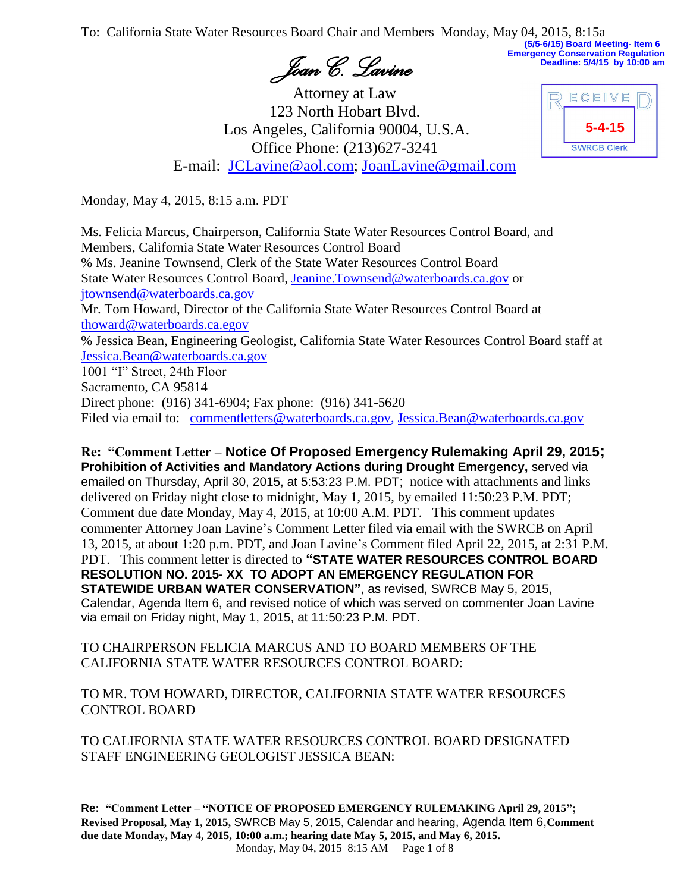To: California State Water Resources Board Chair and Members Monday, May 04, 2015, 8:15a

**(5/5-6/15) Board Meeting- Item 6**
**Emergency Conservation Regulation**
**Deadline: 5/4/15 by 10:00 am**

RECEIVED
5-4-15
SWRCB Clerk

*Joan C. Lavine*

Attorney at Law
123 North Hobart Blvd.
Los Angeles, California 90004, U.S.A.
Office Phone: (213)627-3241
E-mail: JCLavine@aol.com; JoanLavine@gmail.com

Monday, May 4, 2015, 8:15 a.m. PDT

Ms. Felicia Marcus, Chairperson, California State Water Resources Control Board, and Members, California State Water Resources Control Board
% Ms. Jeanine Townsend, Clerk of the State Water Resources Control Board
State Water Resources Control Board, Jeanine.Townsend@waterboards.ca.gov or jtownsend@waterboards.ca.gov
Mr. Tom Howard, Director of the California State Water Resources Control Board at thoward@waterboards.ca.egov
% Jessica Bean, Engineering Geologist, California State Water Resources Control Board staff at Jessica.Bean@waterboards.ca.gov
1001 "I" Street, 24th Floor
Sacramento, CA 95814
Direct phone: (916) 341-6904; Fax phone: (916) 341-5620
Filed via email to: commentletters@waterboards.ca.gov, Jessica.Bean@waterboards.ca.gov

**Re: "Comment Letter – Notice Of Proposed Emergency Rulemaking April 29, 2015; Prohibition of Activities and Mandatory Actions during Drought Emergency,** served via emailed on Thursday, April 30, 2015, at 5:53:23 P.M. PDT; notice with attachments and links delivered on Friday night close to midnight, May 1, 2015, by emailed 11:50:23 P.M. PDT; Comment due date Monday, May 4, 2015, at 10:00 A.M. PDT. This comment updates commenter Attorney Joan Lavine's Comment Letter filed via email with the SWRCB on April 13, 2015, at about 1:20 p.m. PDT, and Joan Lavine's Comment filed April 22, 2015, at 2:31 P.M. PDT. This comment letter is directed to **"STATE WATER RESOURCES CONTROL BOARD RESOLUTION NO. 2015- XX TO ADOPT AN EMERGENCY REGULATION FOR STATEWIDE URBAN WATER CONSERVATION"**, as revised, SWRCB May 5, 2015, Calendar, Agenda Item 6, and revised notice of which was served on commenter Joan Lavine via email on Friday night, May 1, 2015, at 11:50:23 P.M. PDT.

TO CHAIRPERSON FELICIA MARCUS AND TO BOARD MEMBERS OF THE CALIFORNIA STATE WATER RESOURCES CONTROL BOARD:

TO MR. TOM HOWARD, DIRECTOR, CALIFORNIA STATE WATER RESOURCES CONTROL BOARD

TO CALIFORNIA STATE WATER RESOURCES CONTROL BOARD DESIGNATED STAFF ENGINEERING GEOLOGIST JESSICA BEAN: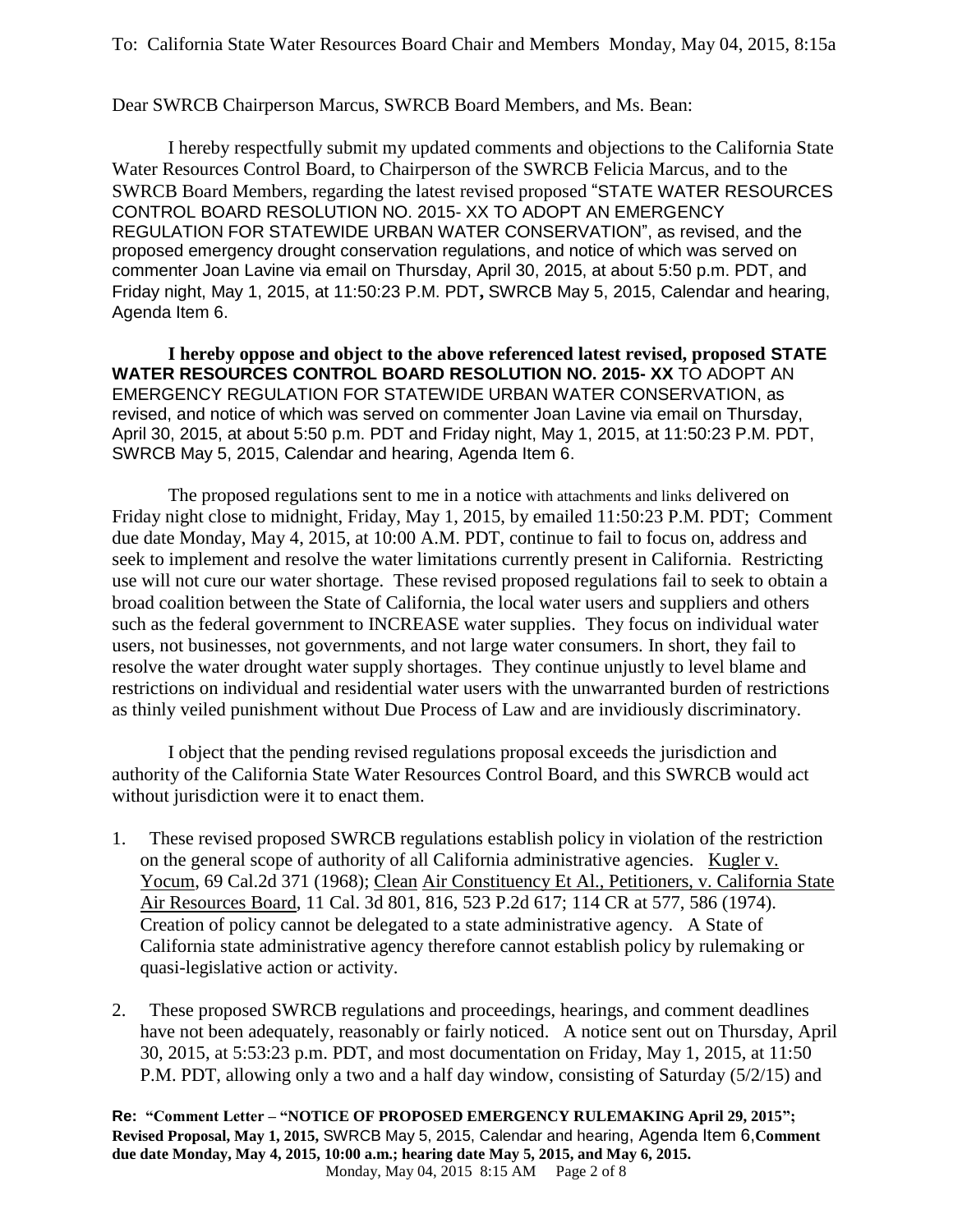To: California State Water Resources Board Chair and Members Monday, May 04, 2015, 8:15a

Dear SWRCB Chairperson Marcus, SWRCB Board Members, and Ms. Bean:

I hereby respectfully submit my updated comments and objections to the California State Water Resources Control Board, to Chairperson of the SWRCB Felicia Marcus, and to the SWRCB Board Members, regarding the latest revised proposed "STATE WATER RESOURCES CONTROL BOARD RESOLUTION NO. 2015- XX TO ADOPT AN EMERGENCY REGULATION FOR STATEWIDE URBAN WATER CONSERVATION", as revised, and the proposed emergency drought conservation regulations, and notice of which was served on commenter Joan Lavine via email on Thursday, April 30, 2015, at about 5:50 p.m. PDT, and Friday night, May 1, 2015, at 11:50:23 P.M. PDT**,** SWRCB May 5, 2015, Calendar and hearing, Agenda Item 6.

**I hereby oppose and object to the above referenced latest revised, proposed STATE WATER RESOURCES CONTROL BOARD RESOLUTION NO. 2015- XX** TO ADOPT AN EMERGENCY REGULATION FOR STATEWIDE URBAN WATER CONSERVATION, as revised, and notice of which was served on commenter Joan Lavine via email on Thursday, April 30, 2015, at about 5:50 p.m. PDT and Friday night, May 1, 2015, at 11:50:23 P.M. PDT, SWRCB May 5, 2015, Calendar and hearing, Agenda Item 6.

The proposed regulations sent to me in a notice with attachments and links delivered on Friday night close to midnight, Friday, May 1, 2015, by emailed 11:50:23 P.M. PDT; Comment due date Monday, May 4, 2015, at 10:00 A.M. PDT, continue to fail to focus on, address and seek to implement and resolve the water limitations currently present in California. Restricting use will not cure our water shortage. These revised proposed regulations fail to seek to obtain a broad coalition between the State of California, the local water users and suppliers and others such as the federal government to INCREASE water supplies. They focus on individual water users, not businesses, not governments, and not large water consumers. In short, they fail to resolve the water drought water supply shortages. They continue unjustly to level blame and restrictions on individual and residential water users with the unwarranted burden of restrictions as thinly veiled punishment without Due Process of Law and are invidiously discriminatory.

I object that the pending revised regulations proposal exceeds the jurisdiction and authority of the California State Water Resources Control Board, and this SWRCB would act without jurisdiction were it to enact them.

1. These revised proposed SWRCB regulations establish policy in violation of the restriction on the general scope of authority of all California administrative agencies. Kugler v. Yocum, 69 Cal.2d 371 (1968); Clean Air Constituency Et Al., Petitioners, v. California State Air Resources Board, 11 Cal. 3d 801, 816, 523 P.2d 617; 114 CR at 577, 586 (1974). Creation of policy cannot be delegated to a state administrative agency. A State of California state administrative agency therefore cannot establish policy by rulemaking or quasi-legislative action or activity.

2. These proposed SWRCB regulations and proceedings, hearings, and comment deadlines have not been adequately, reasonably or fairly noticed. A notice sent out on Thursday, April 30, 2015, at 5:53:23 p.m. PDT, and most documentation on Friday, May 1, 2015, at 11:50 P.M. PDT, allowing only a two and a half day window, consisting of Saturday (5/2/15) and

**Re: "Comment Letter – "NOTICE OF PROPOSED EMERGENCY RULEMAKING April 29, 2015"; Revised Proposal, May 1, 2015,** SWRCB May 5, 2015, Calendar and hearing, Agenda Item 6,**Comment due date Monday, May 4, 2015, 10:00 a.m.; hearing date May 5, 2015, and May 6, 2015.**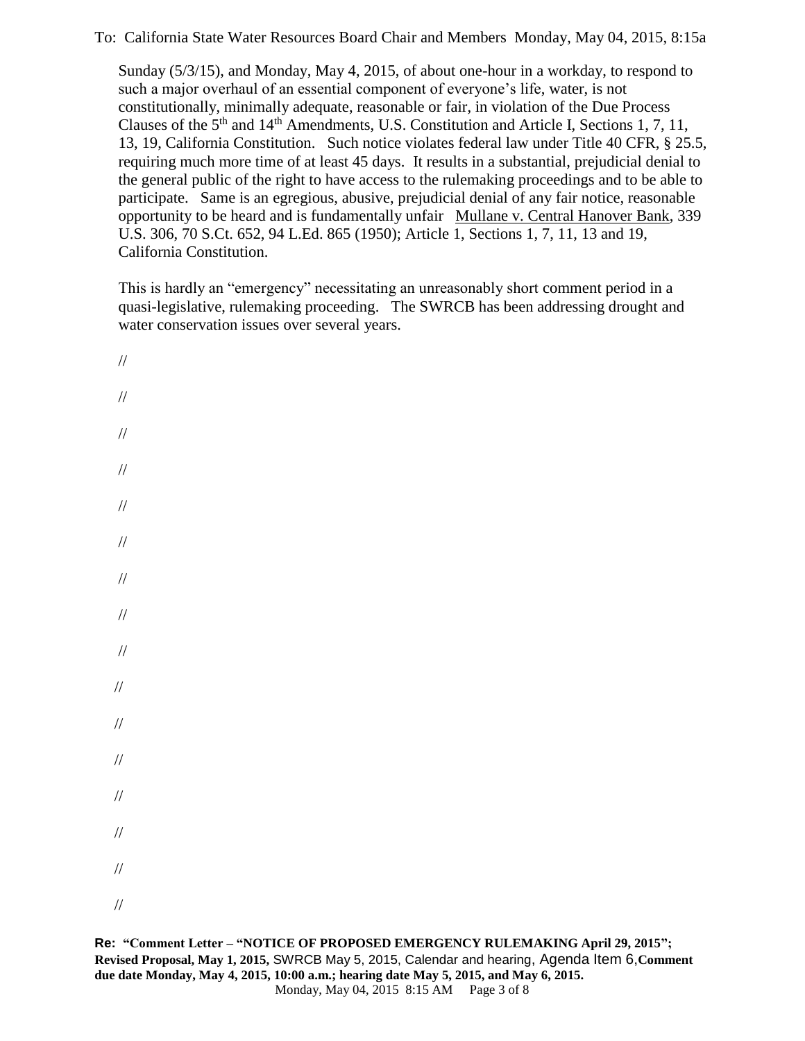Sunday (5/3/15), and Monday, May 4, 2015, of about one-hour in a workday, to respond to such a major overhaul of an essential component of everyone's life, water, is not constitutionally, minimally adequate, reasonable or fair, in violation of the Due Process Clauses of the 5th and 14th Amendments, U.S. Constitution and Article I, Sections 1, 7, 11, 13, 19, California Constitution. Such notice violates federal law under Title 40 CFR, § 25.5, requiring much more time of at least 45 days. It results in a substantial, prejudicial denial to the general public of the right to have access to the rulemaking proceedings and to be able to participate. Same is an egregious, abusive, prejudicial denial of any fair notice, reasonable opportunity to be heard and is fundamentally unfair Mullane v. Central Hanover Bank, 339 U.S. 306, 70 S.Ct. 652, 94 L.Ed. 865 (1950); Article 1, Sections 1, 7, 11, 13 and 19, California Constitution.

This is hardly an "emergency" necessitating an unreasonably short comment period in a quasi-legislative, rulemaking proceeding. The SWRCB has been addressing drought and water conservation issues over several years.

//

//

//

//

//

//

//

//

//

//

//

//

//

//

//

//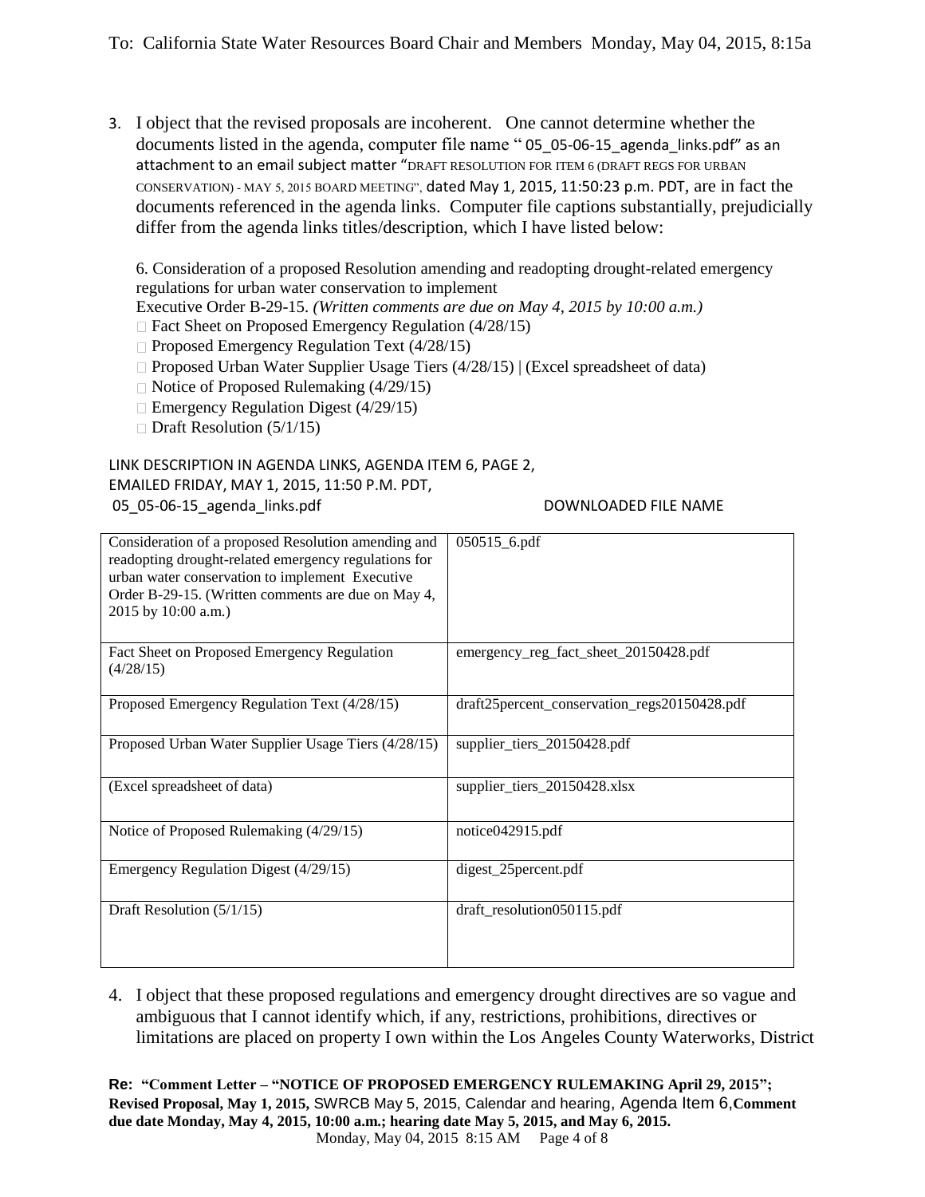To: California State Water Resources Board Chair and Members Monday, May 04, 2015, 8:15a

3. I object that the revised proposals are incoherent. One cannot determine whether the documents listed in the agenda, computer file name " 05_05-06-15_agenda_links.pdf" as an attachment to an email subject matter "DRAFT RESOLUTION FOR ITEM 6 (DRAFT REGS FOR URBAN CONSERVATION) - MAY 5, 2015 BOARD MEETING", dated May 1, 2015, 11:50:23 p.m. PDT, are in fact the documents referenced in the agenda links. Computer file captions substantially, prejudicially differ from the agenda links titles/description, which I have listed below:

   6. Consideration of a proposed Resolution amending and readopting drought-related emergency regulations for urban water conservation to implement Executive Order B-29-15. *(Written comments are due on May 4, 2015 by 10:00 a.m.)*
   - Fact Sheet on Proposed Emergency Regulation (4/28/15)
   - Proposed Emergency Regulation Text (4/28/15)
   - Proposed Urban Water Supplier Usage Tiers (4/28/15) | (Excel spreadsheet of data)
   - Notice of Proposed Rulemaking (4/29/15)
   - Emergency Regulation Digest (4/29/15)
   - Draft Resolution (5/1/15)

   LINK DESCRIPTION IN AGENDA LINKS, AGENDA ITEM 6, PAGE 2, EMAILED FRIDAY, MAY 1, 2015, 11:50 P.M. PDT, 05_05-06-15_agenda_links.pdf — DOWNLOADED FILE NAME

| | |
|---|---|
| Consideration of a proposed Resolution amending and readopting drought-related emergency regulations for urban water conservation to implement Executive Order B-29-15. (Written comments are due on May 4, 2015 by 10:00 a.m.) | 050515_6.pdf |
| Fact Sheet on Proposed Emergency Regulation (4/28/15) | emergency_reg_fact_sheet_20150428.pdf |
| Proposed Emergency Regulation Text (4/28/15) | draft25percent_conservation_regs20150428.pdf |
| Proposed Urban Water Supplier Usage Tiers (4/28/15) | supplier_tiers_20150428.pdf |
| (Excel spreadsheet of data) | supplier_tiers_20150428.xlsx |
| Notice of Proposed Rulemaking (4/29/15) | notice042915.pdf |
| Emergency Regulation Digest (4/29/15) | digest_25percent.pdf |
| Draft Resolution (5/1/15) | draft_resolution050115.pdf |

4. I object that these proposed regulations and emergency drought directives are so vague and ambiguous that I cannot identify which, if any, restrictions, prohibitions, directives or limitations are placed on property I own within the Los Angeles County Waterworks, District

**Re: "Comment Letter – "NOTICE OF PROPOSED EMERGENCY RULEMAKING April 29, 2015"; Revised Proposal, May 1, 2015,** SWRCB May 5, 2015, Calendar and hearing, Agenda Item 6,**Comment due date Monday, May 4, 2015, 10:00 a.m.; hearing date May 5, 2015, and May 6, 2015.**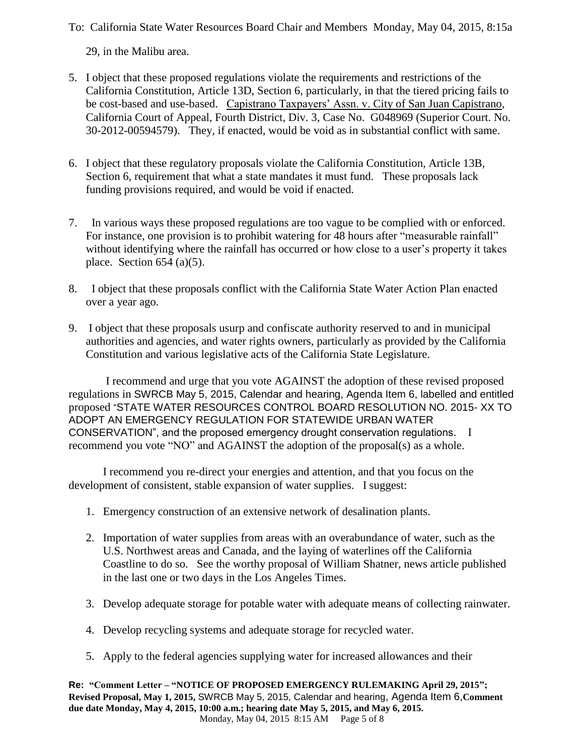29, in the Malibu area.

5. I object that these proposed regulations violate the requirements and restrictions of the California Constitution, Article 13D, Section 6, particularly, in that the tiered pricing fails to be cost-based and use-based. Capistrano Taxpayers' Assn. v. City of San Juan Capistrano, California Court of Appeal, Fourth District, Div. 3, Case No. G048969 (Superior Court. No. 30-2012-00594579). They, if enacted, would be void as in substantial conflict with same.

6. I object that these regulatory proposals violate the California Constitution, Article 13B, Section 6, requirement that what a state mandates it must fund. These proposals lack funding provisions required, and would be void if enacted.

7. In various ways these proposed regulations are too vague to be complied with or enforced. For instance, one provision is to prohibit watering for 48 hours after "measurable rainfall" without identifying where the rainfall has occurred or how close to a user's property it takes place. Section 654 (a)(5).

8. I object that these proposals conflict with the California State Water Action Plan enacted over a year ago.

9. I object that these proposals usurp and confiscate authority reserved to and in municipal authorities and agencies, and water rights owners, particularly as provided by the California Constitution and various legislative acts of the California State Legislature.

I recommend and urge that you vote AGAINST the adoption of these revised proposed regulations in SWRCB May 5, 2015, Calendar and hearing, Agenda Item 6, labelled and entitled proposed "STATE WATER RESOURCES CONTROL BOARD RESOLUTION NO. 2015- XX TO ADOPT AN EMERGENCY REGULATION FOR STATEWIDE URBAN WATER CONSERVATION", and the proposed emergency drought conservation regulations. I recommend you vote "NO" and AGAINST the adoption of the proposal(s) as a whole.

I recommend you re-direct your energies and attention, and that you focus on the development of consistent, stable expansion of water supplies. I suggest:

1. Emergency construction of an extensive network of desalination plants.

2. Importation of water supplies from areas with an overabundance of water, such as the U.S. Northwest areas and Canada, and the laying of waterlines off the California Coastline to do so. See the worthy proposal of William Shatner, news article published in the last one or two days in the Los Angeles Times.

3. Develop adequate storage for potable water with adequate means of collecting rainwater.

4. Develop recycling systems and adequate storage for recycled water.

5. Apply to the federal agencies supplying water for increased allowances and their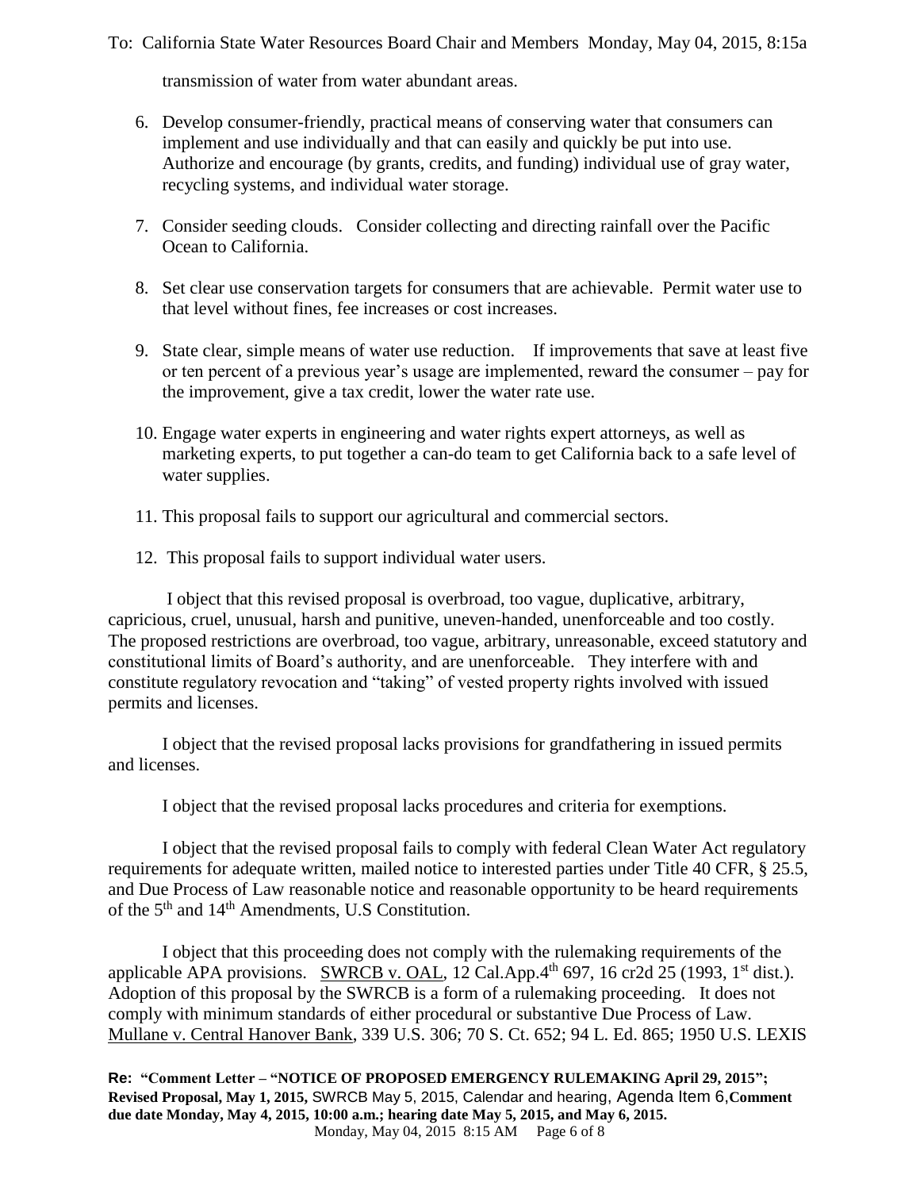transmission of water from water abundant areas.

6. Develop consumer-friendly, practical means of conserving water that consumers can implement and use individually and that can easily and quickly be put into use. Authorize and encourage (by grants, credits, and funding) individual use of gray water, recycling systems, and individual water storage.

7. Consider seeding clouds. Consider collecting and directing rainfall over the Pacific Ocean to California.

8. Set clear use conservation targets for consumers that are achievable. Permit water use to that level without fines, fee increases or cost increases.

9. State clear, simple means of water use reduction. If improvements that save at least five or ten percent of a previous year's usage are implemented, reward the consumer – pay for the improvement, give a tax credit, lower the water rate use.

10. Engage water experts in engineering and water rights expert attorneys, as well as marketing experts, to put together a can-do team to get California back to a safe level of water supplies.

11. This proposal fails to support our agricultural and commercial sectors.

12. This proposal fails to support individual water users.

I object that this revised proposal is overbroad, too vague, duplicative, arbitrary, capricious, cruel, unusual, harsh and punitive, uneven-handed, unenforceable and too costly. The proposed restrictions are overbroad, too vague, arbitrary, unreasonable, exceed statutory and constitutional limits of Board's authority, and are unenforceable. They interfere with and constitute regulatory revocation and "taking" of vested property rights involved with issued permits and licenses.

I object that the revised proposal lacks provisions for grandfathering in issued permits and licenses.

I object that the revised proposal lacks procedures and criteria for exemptions.

I object that the revised proposal fails to comply with federal Clean Water Act regulatory requirements for adequate written, mailed notice to interested parties under Title 40 CFR, § 25.5, and Due Process of Law reasonable notice and reasonable opportunity to be heard requirements of the 5th and 14th Amendments, U.S Constitution.

I object that this proceeding does not comply with the rulemaking requirements of the applicable APA provisions. SWRCB v. OAL, 12 Cal.App.4th 697, 16 cr2d 25 (1993, 1st dist.). Adoption of this proposal by the SWRCB is a form of a rulemaking proceeding. It does not comply with minimum standards of either procedural or substantive Due Process of Law. Mullane v. Central Hanover Bank, 339 U.S. 306; 70 S. Ct. 652; 94 L. Ed. 865; 1950 U.S. LEXIS

**Re: "Comment Letter – "NOTICE OF PROPOSED EMERGENCY RULEMAKING April 29, 2015"; Revised Proposal, May 1, 2015,** SWRCB May 5, 2015, Calendar and hearing, Agenda Item 6,**Comment due date Monday, May 4, 2015, 10:00 a.m.; hearing date May 5, 2015, and May 6, 2015.**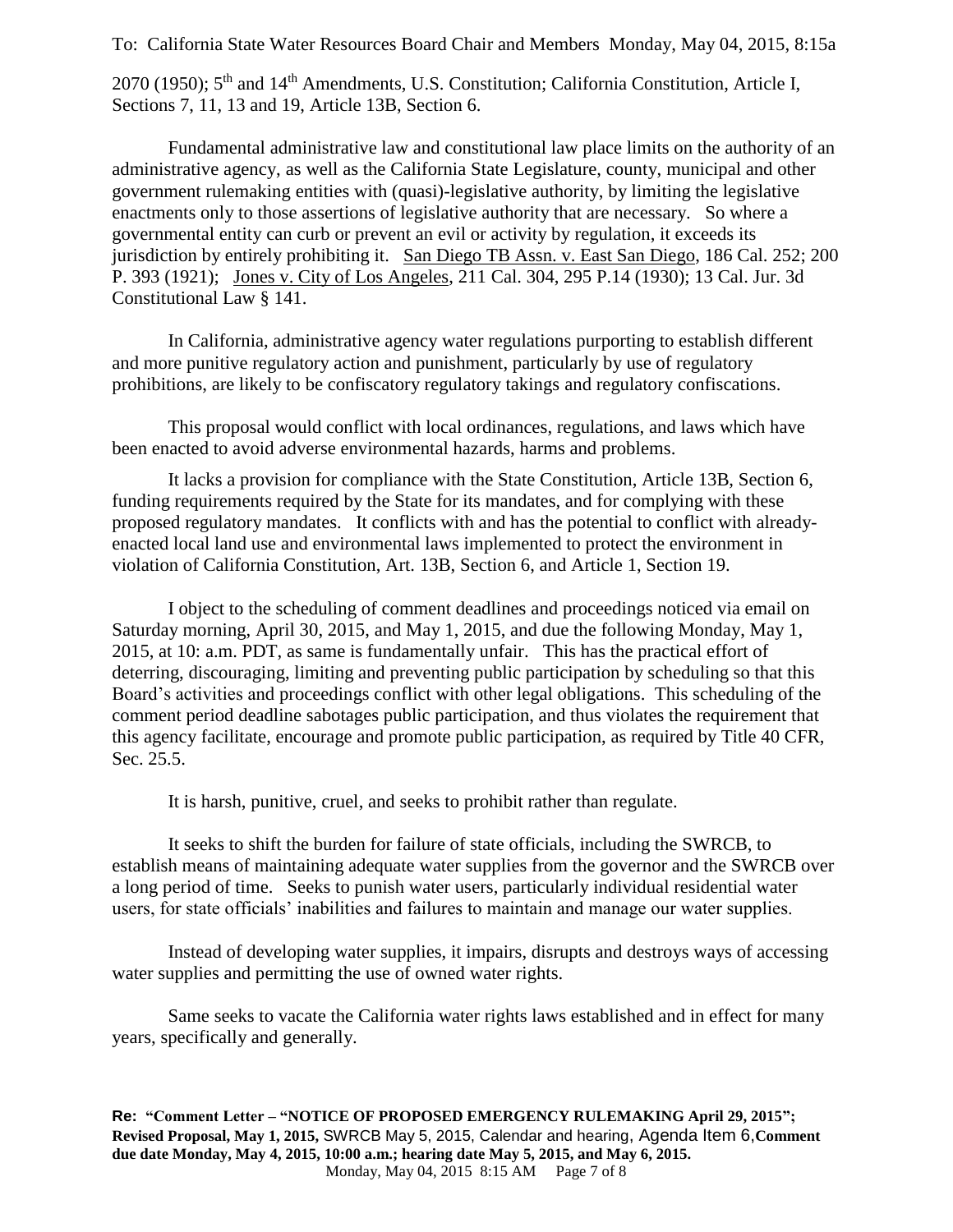2070 (1950); 5th and 14th Amendments, U.S. Constitution; California Constitution, Article I, Sections 7, 11, 13 and 19, Article 13B, Section 6.

Fundamental administrative law and constitutional law place limits on the authority of an administrative agency, as well as the California State Legislature, county, municipal and other government rulemaking entities with (quasi)-legislative authority, by limiting the legislative enactments only to those assertions of legislative authority that are necessary. So where a governmental entity can curb or prevent an evil or activity by regulation, it exceeds its jurisdiction by entirely prohibiting it. San Diego TB Assn. v. East San Diego, 186 Cal. 252; 200 P. 393 (1921); Jones v. City of Los Angeles, 211 Cal. 304, 295 P.14 (1930); 13 Cal. Jur. 3d Constitutional Law § 141.

In California, administrative agency water regulations purporting to establish different and more punitive regulatory action and punishment, particularly by use of regulatory prohibitions, are likely to be confiscatory regulatory takings and regulatory confiscations.

This proposal would conflict with local ordinances, regulations, and laws which have been enacted to avoid adverse environmental hazards, harms and problems.

It lacks a provision for compliance with the State Constitution, Article 13B, Section 6, funding requirements required by the State for its mandates, and for complying with these proposed regulatory mandates. It conflicts with and has the potential to conflict with already-enacted local land use and environmental laws implemented to protect the environment in violation of California Constitution, Art. 13B, Section 6, and Article 1, Section 19.

I object to the scheduling of comment deadlines and proceedings noticed via email on Saturday morning, April 30, 2015, and May 1, 2015, and due the following Monday, May 1, 2015, at 10: a.m. PDT, as same is fundamentally unfair. This has the practical effort of deterring, discouraging, limiting and preventing public participation by scheduling so that this Board's activities and proceedings conflict with other legal obligations. This scheduling of the comment period deadline sabotages public participation, and thus violates the requirement that this agency facilitate, encourage and promote public participation, as required by Title 40 CFR, Sec. 25.5.

It is harsh, punitive, cruel, and seeks to prohibit rather than regulate.

It seeks to shift the burden for failure of state officials, including the SWRCB, to establish means of maintaining adequate water supplies from the governor and the SWRCB over a long period of time. Seeks to punish water users, particularly individual residential water users, for state officials' inabilities and failures to maintain and manage our water supplies.

Instead of developing water supplies, it impairs, disrupts and destroys ways of accessing water supplies and permitting the use of owned water rights.

Same seeks to vacate the California water rights laws established and in effect for many years, specifically and generally.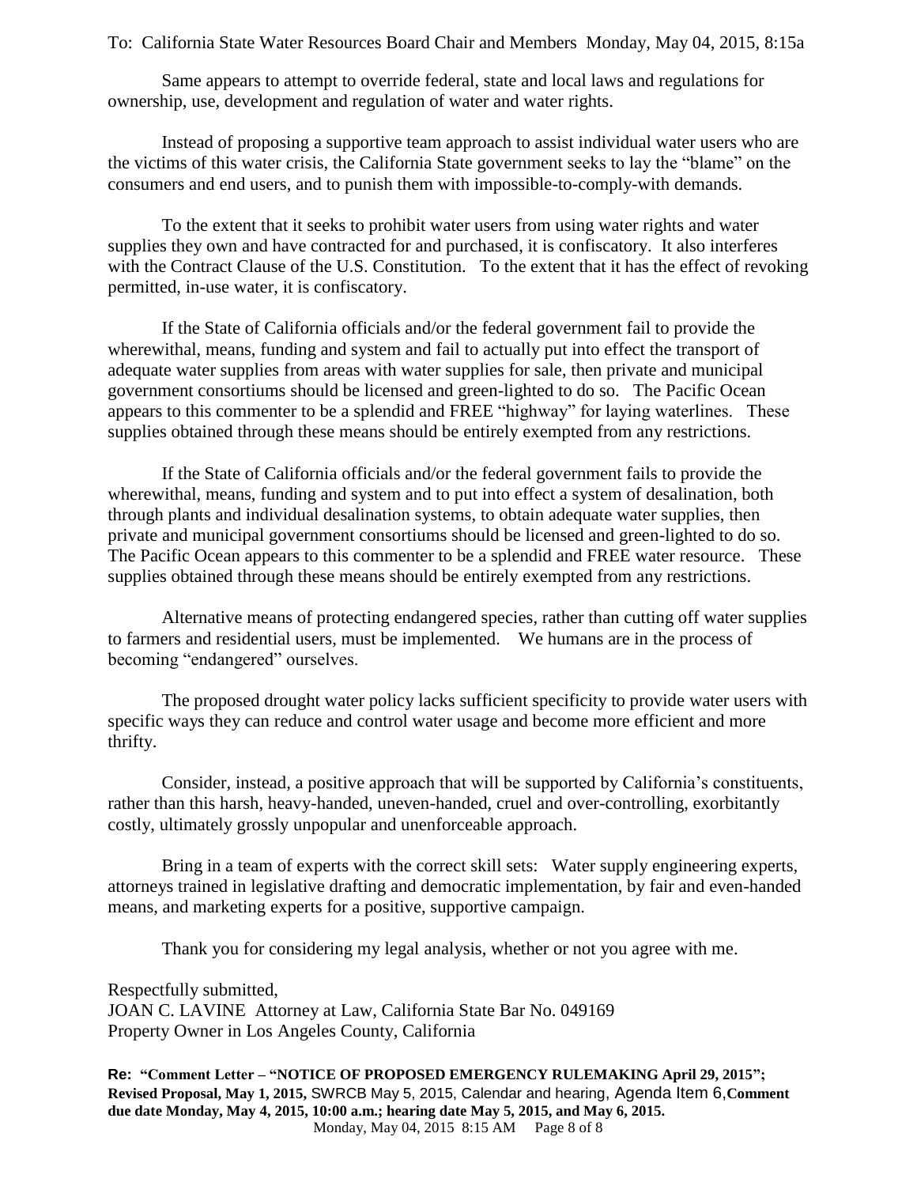Same appears to attempt to override federal, state and local laws and regulations for ownership, use, development and regulation of water and water rights.

Instead of proposing a supportive team approach to assist individual water users who are the victims of this water crisis, the California State government seeks to lay the "blame" on the consumers and end users, and to punish them with impossible-to-comply-with demands.

To the extent that it seeks to prohibit water users from using water rights and water supplies they own and have contracted for and purchased, it is confiscatory. It also interferes with the Contract Clause of the U.S. Constitution. To the extent that it has the effect of revoking permitted, in-use water, it is confiscatory.

If the State of California officials and/or the federal government fail to provide the wherewithal, means, funding and system and fail to actually put into effect the transport of adequate water supplies from areas with water supplies for sale, then private and municipal government consortiums should be licensed and green-lighted to do so. The Pacific Ocean appears to this commenter to be a splendid and FREE "highway" for laying waterlines. These supplies obtained through these means should be entirely exempted from any restrictions.

If the State of California officials and/or the federal government fails to provide the wherewithal, means, funding and system and to put into effect a system of desalination, both through plants and individual desalination systems, to obtain adequate water supplies, then private and municipal government consortiums should be licensed and green-lighted to do so. The Pacific Ocean appears to this commenter to be a splendid and FREE water resource. These supplies obtained through these means should be entirely exempted from any restrictions.

Alternative means of protecting endangered species, rather than cutting off water supplies to farmers and residential users, must be implemented. We humans are in the process of becoming "endangered" ourselves.

The proposed drought water policy lacks sufficient specificity to provide water users with specific ways they can reduce and control water usage and become more efficient and more thrifty.

Consider, instead, a positive approach that will be supported by California's constituents, rather than this harsh, heavy-handed, uneven-handed, cruel and over-controlling, exorbitantly costly, ultimately grossly unpopular and unenforceable approach.

Bring in a team of experts with the correct skill sets: Water supply engineering experts, attorneys trained in legislative drafting and democratic implementation, by fair and even-handed means, and marketing experts for a positive, supportive campaign.

Thank you for considering my legal analysis, whether or not you agree with me.

Respectfully submitted,
JOAN C. LAVINE Attorney at Law, California State Bar No. 049169
Property Owner in Los Angeles County, California

**Re: "Comment Letter – "NOTICE OF PROPOSED EMERGENCY RULEMAKING April 29, 2015"; Revised Proposal, May 1, 2015,** SWRCB May 5, 2015, Calendar and hearing, Agenda Item 6,**Comment due date Monday, May 4, 2015, 10:00 a.m.; hearing date May 5, 2015, and May 6, 2015.**